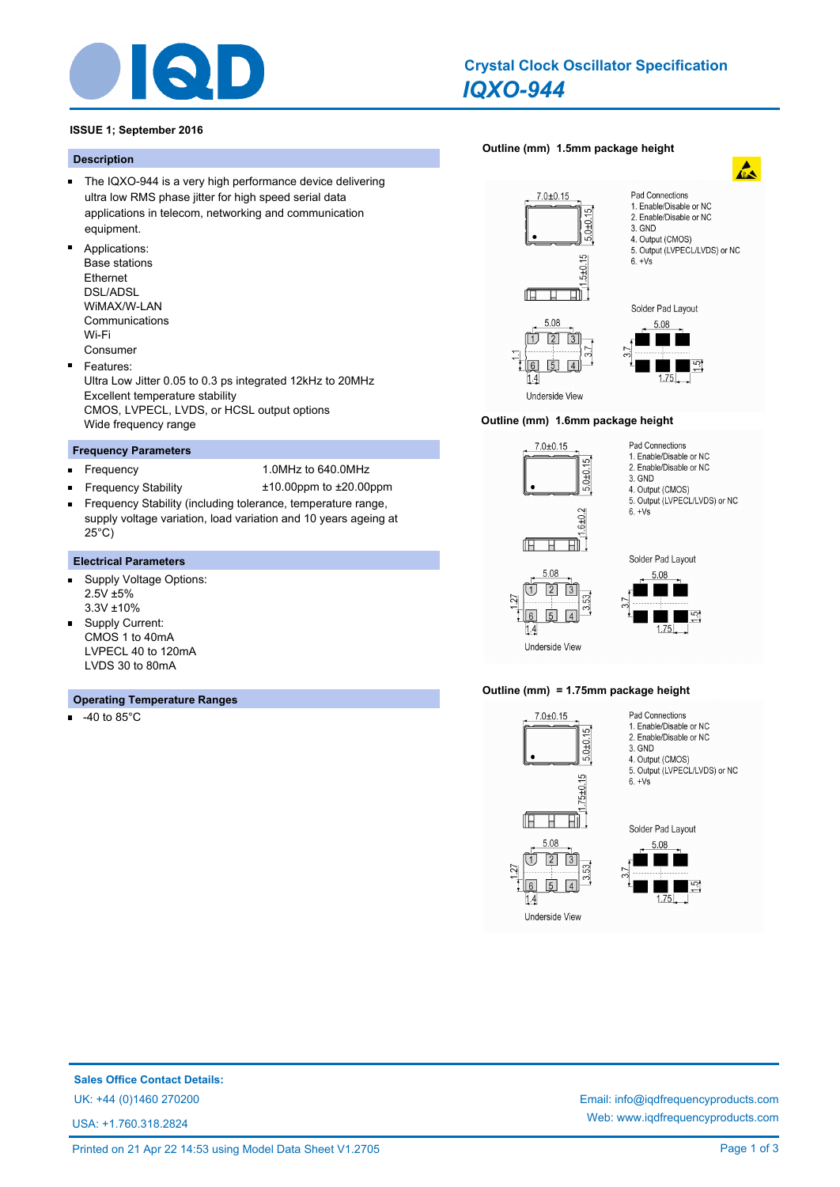# Crystal Clock Oscillator Specification

## *IQXO-944*

**ISSUE 1; September 2016**

### Description

- The IQXO-944 is a very high performance device delivering ultra low RMS phase jitter for high speed serial data applications in telecom, networking and communication equipment.
- Applications:
  Base stations
  Ethernet
  DSL/ADSL
  WiMAX/W-LAN
  Communications
  Wi-Fi
  Consumer
- Features:
  Ultra Low Jitter 0.05 to 0.3 ps integrated 12kHz to 20MHz
  Excellent temperature stability
  CMOS, LVPECL, LVDS, or HCSL output options
  Wide frequency range

### Frequency Parameters

- Frequency: 1.0MHz to 640.0MHz
- Frequency Stability: ±10.00ppm to ±20.00ppm
- Frequency Stability (including tolerance, temperature range, supply voltage variation, load variation and 10 years ageing at 25°C)

### Electrical Parameters

- Supply Voltage Options:
  2.5V ±5%
  3.3V ±10%
- Supply Current:
  CMOS 1 to 40mA
  LVPECL 40 to 120mA
  LVDS 30 to 80mA

### Operating Temperature Ranges

- -40 to 85°C

**Outline (mm) 1.5mm package height**

7.0±0.15
5.0±0.15
1.5±0.15

Pad Connections
1. Enable/Disable or NC
2. Enable/Disable or NC
3. GND
4. Output (CMOS)
5. Output (LVPECL/LVDS) or NC
6. +Vs

Solder Pad Layout

5.08, 3.7, 1.1, 1.4, 1.75, 1.5

Underside View

**Outline (mm) 1.6mm package height**

7.0±0.15
5.0±0.15
1.6±0.2

Pad Connections
1. Enable/Disable or NC
2. Enable/Disable or NC
3. GND
4. Output (CMOS)
5. Output (LVPECL/LVDS) or NC
6. +Vs

Solder Pad Layout

5.08, 3.53, 1.27, 1.4, 3.7, 1.75, 1.5

Underside View

**Outline (mm) = 1.75mm package height**

7.0±0.15
5.0±0.15
1.75±0.15

Pad Connections
1. Enable/Disable or NC
2. Enable/Disable or NC
3. GND
4. Output (CMOS)
5. Output (LVPECL/LVDS) or NC
6. +Vs

Solder Pad Layout

5.08, 3.53, 1.27, 1.4, 3.7, 1.75, 1.5

Underside View

**Sales Office Contact Details:**

UK: +44 (0)1460 270200

USA: +1.760.318.2824

Email: info@iqdfrequencyproducts.com

Web: www.iqdfrequencyproducts.com

Printed on 21 Apr 22 14:53 using Model Data Sheet V1.2705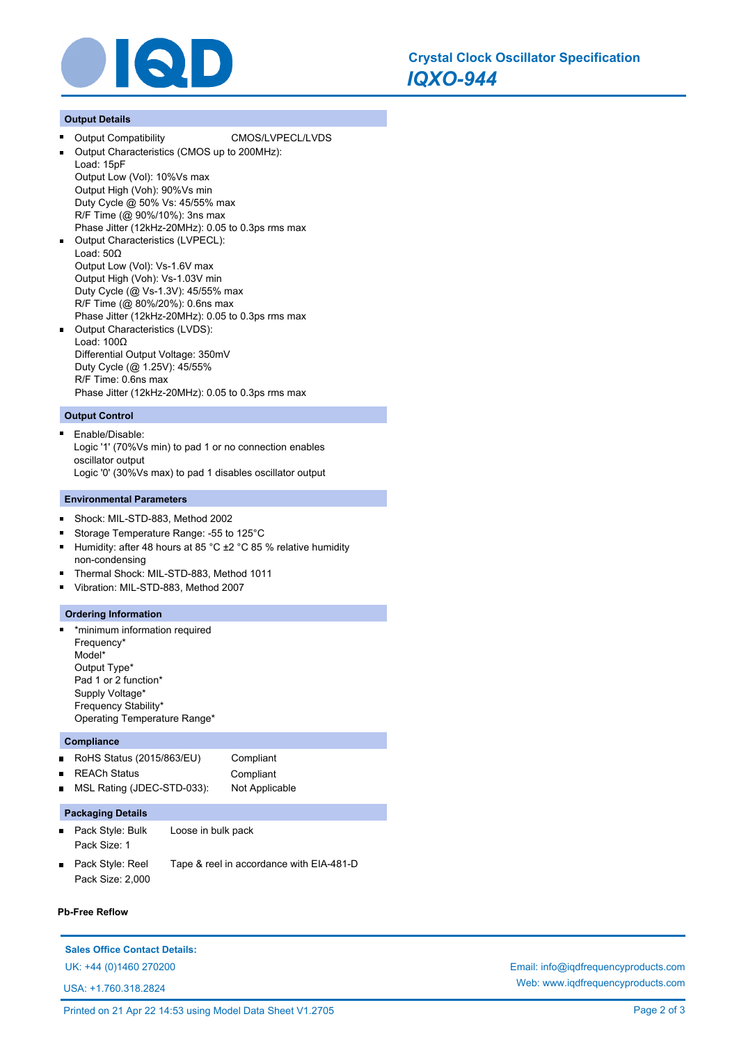## Output Details

- Output Compatibility CMOS/LVPECL/LVDS
- Output Characteristics (CMOS up to 200MHz):
  Load: 15pF
  Output Low (Vol): 10%Vs max
  Output High (Voh): 90%Vs min
  Duty Cycle @ 50% Vs: 45/55% max
  R/F Time (@ 90%/10%): 3ns max
  Phase Jitter (12kHz-20MHz): 0.05 to 0.3ps rms max
- Output Characteristics (LVPECL):
  Load: 50Ω
  Output Low (Vol): Vs-1.6V max
  Output High (Voh): Vs-1.03V min
  Duty Cycle (@ Vs-1.3V): 45/55% max
  R/F Time (@ 80%/20%): 0.6ns max
  Phase Jitter (12kHz-20MHz): 0.05 to 0.3ps rms max
- Output Characteristics (LVDS):
  Load: 100Ω
  Differential Output Voltage: 350mV
  Duty Cycle (@ 1.25V): 45/55%
  R/F Time: 0.6ns max
  Phase Jitter (12kHz-20MHz): 0.05 to 0.3ps rms max

## Output Control

- Enable/Disable:
  Logic '1' (70%Vs min) to pad 1 or no connection enables oscillator output
  Logic '0' (30%Vs max) to pad 1 disables oscillator output

## Environmental Parameters

- Shock: MIL-STD-883, Method 2002
- Storage Temperature Range: -55 to 125°C
- Humidity: after 48 hours at 85 °C ±2 °C 85 % relative humidity non-condensing
- Thermal Shock: MIL-STD-883, Method 1011
- Vibration: MIL-STD-883, Method 2007

## Ordering Information

- *minimum information required
  Frequency*
  Model*
  Output Type*
  Pad 1 or 2 function*
  Supply Voltage*
  Frequency Stability*
  Operating Temperature Range*

## Compliance

- RoHS Status (2015/863/EU) Compliant
- REACh Status Compliant
- MSL Rating (JDEC-STD-033): Not Applicable

## Packaging Details

- Pack Style: Bulk Loose in bulk pack
  Pack Size: 1
- Pack Style: Reel Tape & reel in accordance with EIA-481-D
  Pack Size: 2,000

**Pb-Free Reflow**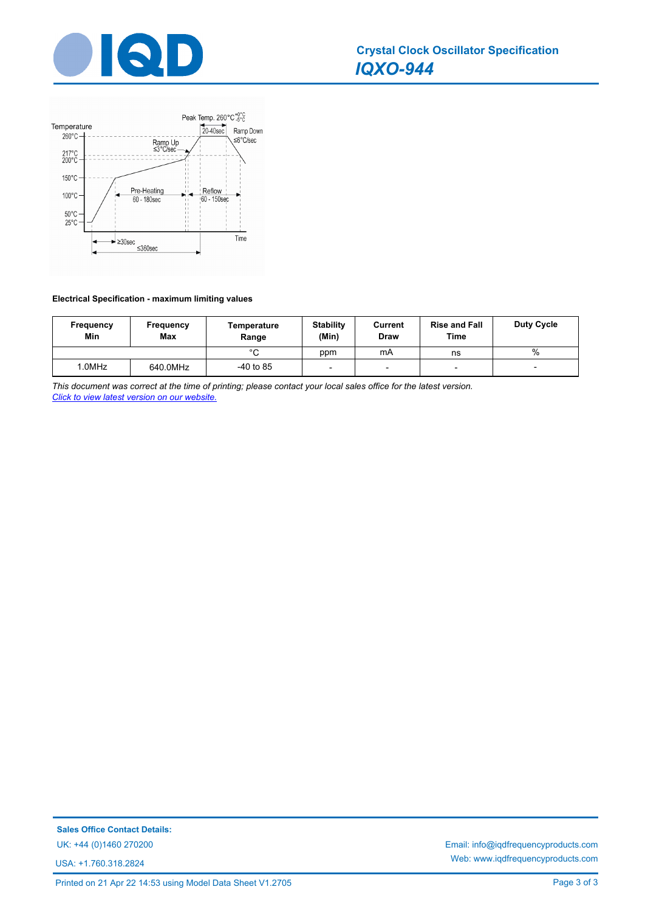Peak Temp. 260°C $^{+0°C}_{-5°C}$

Temperature

260°C

217°C

200°C

150°C

100°C

50°C

25°C

20-40sec

Ramp Down

≤6°C/sec

Ramp Up

≤3°C/sec

Pre-Heating

60 - 180sec

Reflow

60 - 150sec

≥30sec

≤360sec

Time

**Electrical Specification - maximum limiting values**

| Frequency Min | Frequency Max | Temperature Range | Stability (Min) | Current Draw | Rise and Fall Time | Duty Cycle |
|---|---|---|---|---|---|---|
| | | °C | ppm | mA | ns | % |
| 1.0MHz | 640.0MHz | -40 to 85 | - | - | - | - |

*This document was correct at the time of printing; please contact your local sales office for the latest version.*
*Click to view latest version on our website.*

**Sales Office Contact Details:**

UK: +44 (0)1460 270200

USA: +1.760.318.2824

Email: info@iqdfrequencyproducts.com

Web: www.iqdfrequencyproducts.com

Printed on 21 Apr 22 14:53 using Model Data Sheet V1.2705